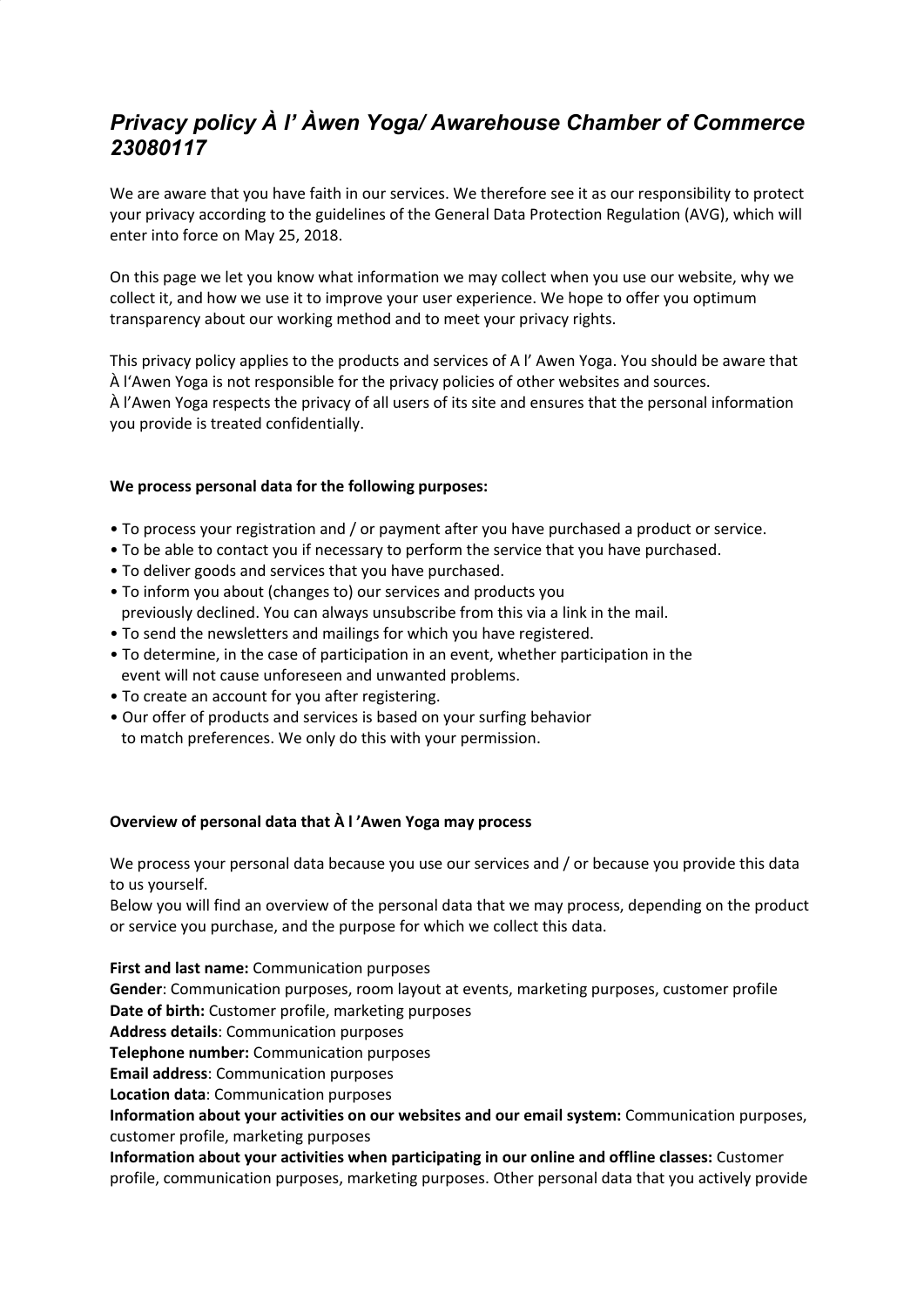# *Privacy policy À l' Àwen Yoga/ Awarehouse Chamber of Commerce 23080117*

We are aware that you have faith in our services. We therefore see it as our responsibility to protect your privacy according to the guidelines of the General Data Protection Regulation (AVG), which will enter into force on May 25, 2018.

On this page we let you know what information we may collect when you use our website, why we collect it, and how we use it to improve your user experience. We hope to offer you optimum transparency about our working method and to meet your privacy rights.

This privacy policy applies to the products and services of A l' Awen Yoga. You should be aware that À l'Awen Yoga is not responsible for the privacy policies of other websites and sources.
À l'Awen Yoga respects the privacy of all users of its site and ensures that the personal information you provide is treated confidentially.

**We process personal data for the following purposes:**

- To process your registration and / or payment after you have purchased a product or service.
- To be able to contact you if necessary to perform the service that you have purchased.
- To deliver goods and services that you have purchased.
- To inform you about (changes to) our services and products you previously declined. You can always unsubscribe from this via a link in the mail.
- To send the newsletters and mailings for which you have registered.
- To determine, in the case of participation in an event, whether participation in the event will not cause unforeseen and unwanted problems.
- To create an account for you after registering.
- Our offer of products and services is based on your surfing behavior to match preferences. We only do this with your permission.

**Overview of personal data that À l 'Awen Yoga may process**

We process your personal data because you use our services and / or because you provide this data to us yourself.
Below you will find an overview of the personal data that we may process, depending on the product or service you purchase, and the purpose for which we collect this data.

**First and last name:** Communication purposes
**Gender**: Communication purposes, room layout at events, marketing purposes, customer profile
**Date of birth:** Customer profile, marketing purposes
**Address details**: Communication purposes
**Telephone number:** Communication purposes
**Email address**: Communication purposes
**Location data**: Communication purposes
**Information about your activities on our websites and our email system:** Communication purposes, customer profile, marketing purposes
**Information about your activities when participating in our online and offline classes:** Customer profile, communication purposes, marketing purposes. Other personal data that you actively provide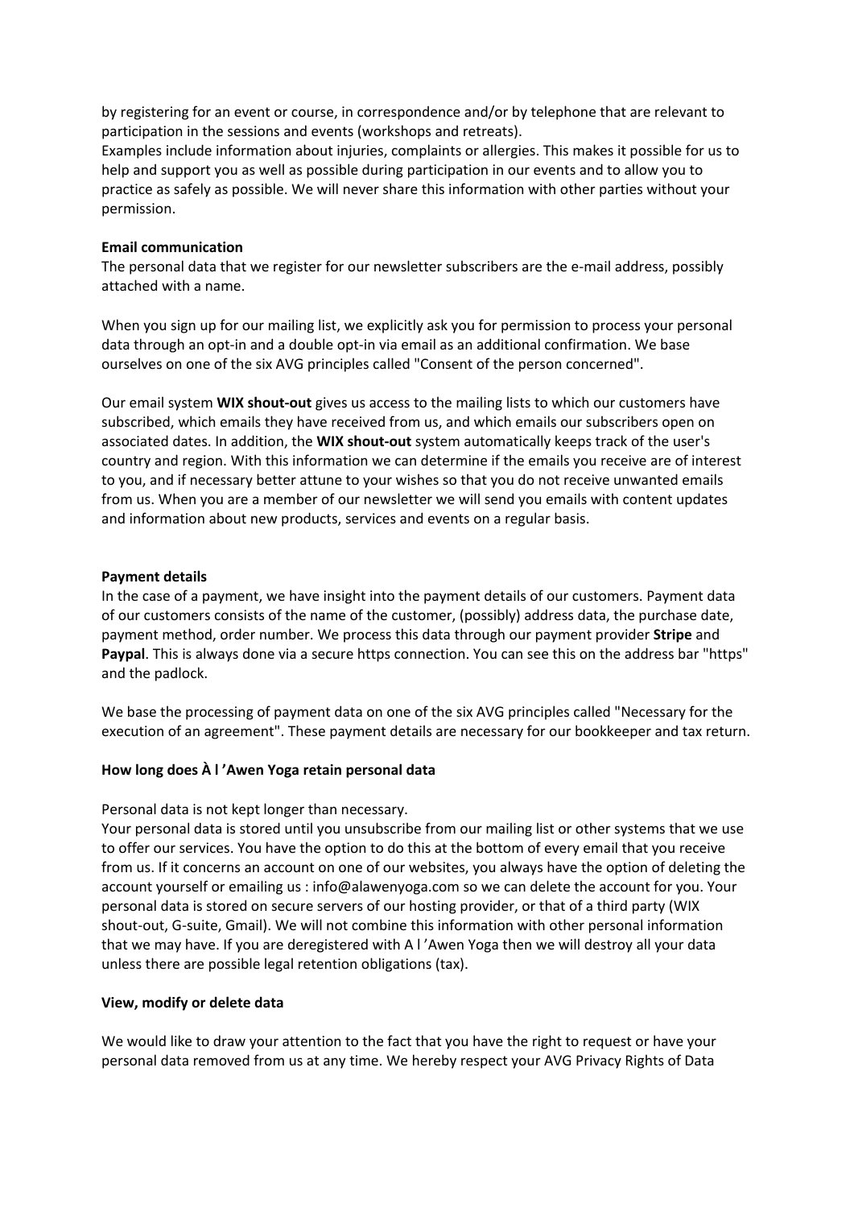by registering for an event or course, in correspondence and/or by telephone that are relevant to participation in the sessions and events (workshops and retreats).
Examples include information about injuries, complaints or allergies. This makes it possible for us to help and support you as well as possible during participation in our events and to allow you to practice as safely as possible. We will never share this information with other parties without your permission.

**Email communication**
The personal data that we register for our newsletter subscribers are the e-mail address, possibly attached with a name.

When you sign up for our mailing list, we explicitly ask you for permission to process your personal data through an opt-in and a double opt-in via email as an additional confirmation. We base ourselves on one of the six AVG principles called "Consent of the person concerned".

Our email system **WIX shout-out** gives us access to the mailing lists to which our customers have subscribed, which emails they have received from us, and which emails our subscribers open on associated dates. In addition, the **WIX shout-out** system automatically keeps track of the user's country and region. With this information we can determine if the emails you receive are of interest to you, and if necessary better attune to your wishes so that you do not receive unwanted emails from us. When you are a member of our newsletter we will send you emails with content updates and information about new products, services and events on a regular basis.

**Payment details**
In the case of a payment, we have insight into the payment details of our customers. Payment data of our customers consists of the name of the customer, (possibly) address data, the purchase date, payment method, order number. We process this data through our payment provider **Stripe** and **Paypal**. This is always done via a secure https connection. You can see this on the address bar "https" and the padlock.

We base the processing of payment data on one of the six AVG principles called "Necessary for the execution of an agreement". These payment details are necessary for our bookkeeper and tax return.

**How long does À l ’Awen Yoga retain personal data**

Personal data is not kept longer than necessary.
Your personal data is stored until you unsubscribe from our mailing list or other systems that we use to offer our services. You have the option to do this at the bottom of every email that you receive from us. If it concerns an account on one of our websites, you always have the option of deleting the account yourself or emailing us : info@alawenyoga.com so we can delete the account for you. Your personal data is stored on secure servers of our hosting provider, or that of a third party (WIX shout-out, G-suite, Gmail). We will not combine this information with other personal information that we may have. If you are deregistered with A l ’Awen Yoga then we will destroy all your data unless there are possible legal retention obligations (tax).

**View, modify or delete data**

We would like to draw your attention to the fact that you have the right to request or have your personal data removed from us at any time. We hereby respect your AVG Privacy Rights of Data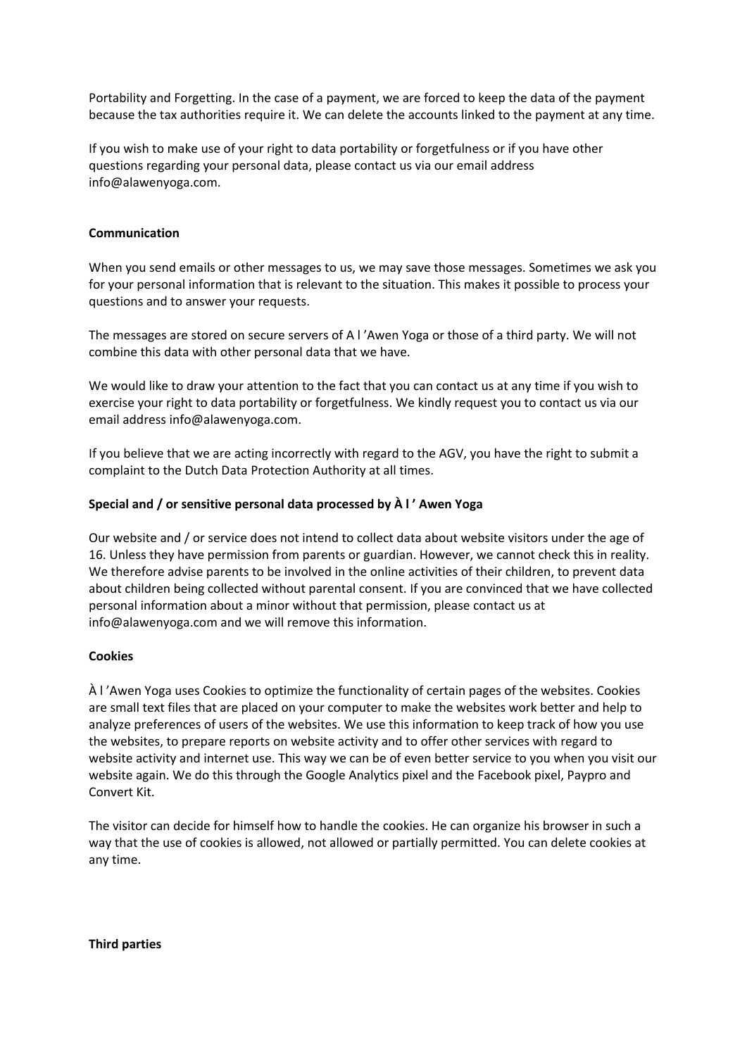Portability and Forgetting. In the case of a payment, we are forced to keep the data of the payment because the tax authorities require it. We can delete the accounts linked to the payment at any time.

If you wish to make use of your right to data portability or forgetfulness or if you have other questions regarding your personal data, please contact us via our email address info@alawenyoga.com.

**Communication**

When you send emails or other messages to us, we may save those messages. Sometimes we ask you for your personal information that is relevant to the situation. This makes it possible to process your questions and to answer your requests.

The messages are stored on secure servers of A l 'Awen Yoga or those of a third party. We will not combine this data with other personal data that we have.

We would like to draw your attention to the fact that you can contact us at any time if you wish to exercise your right to data portability or forgetfulness. We kindly request you to contact us via our email address info@alawenyoga.com.

If you believe that we are acting incorrectly with regard to the AGV, you have the right to submit a complaint to the Dutch Data Protection Authority at all times.

**Special and / or sensitive personal data processed by À l ' Awen Yoga**

Our website and / or service does not intend to collect data about website visitors under the age of 16. Unless they have permission from parents or guardian. However, we cannot check this in reality. We therefore advise parents to be involved in the online activities of their children, to prevent data about children being collected without parental consent. If you are convinced that we have collected personal information about a minor without that permission, please contact us at info@alawenyoga.com and we will remove this information.

**Cookies**

À l 'Awen Yoga uses Cookies to optimize the functionality of certain pages of the websites. Cookies are small text files that are placed on your computer to make the websites work better and help to analyze preferences of users of the websites. We use this information to keep track of how you use the websites, to prepare reports on website activity and to offer other services with regard to website activity and internet use. This way we can be of even better service to you when you visit our website again. We do this through the Google Analytics pixel and the Facebook pixel, Paypro and Convert Kit.

The visitor can decide for himself how to handle the cookies. He can organize his browser in such a way that the use of cookies is allowed, not allowed or partially permitted. You can delete cookies at any time.

**Third parties**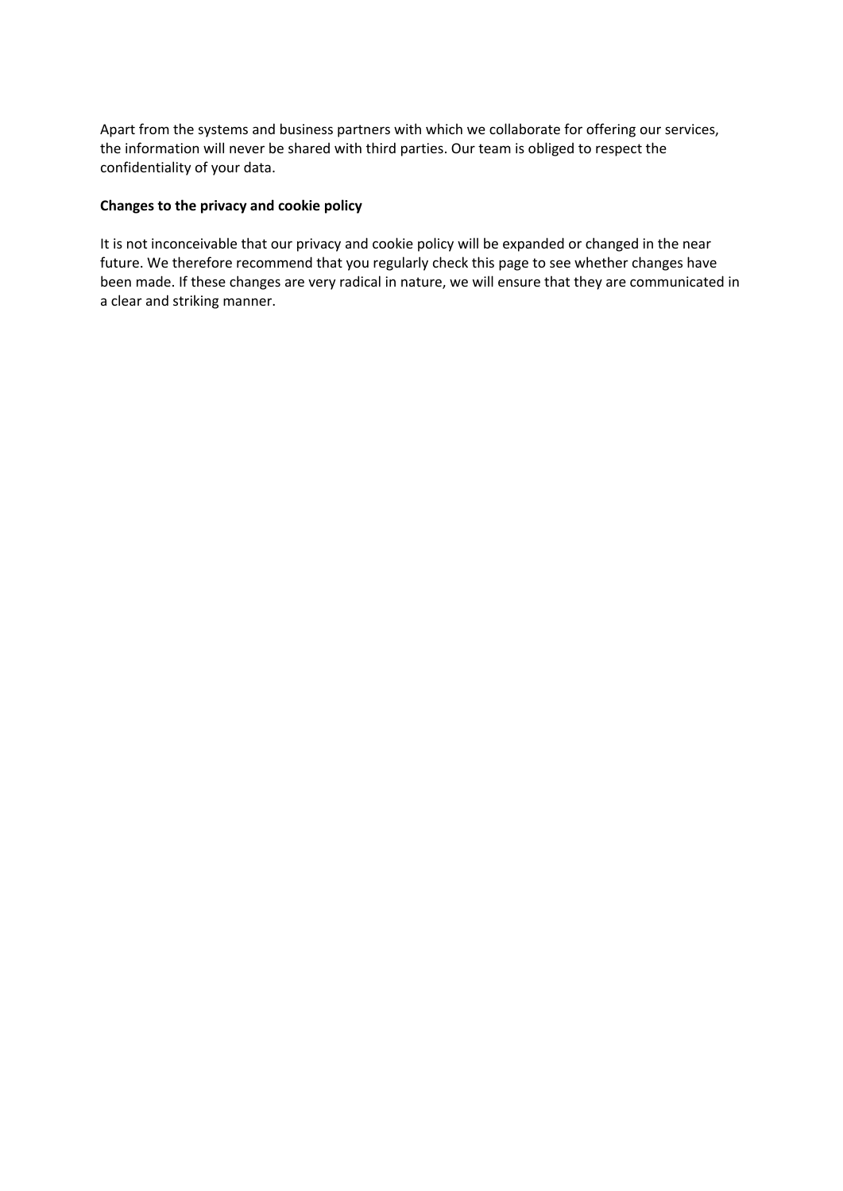Apart from the systems and business partners with which we collaborate for offering our services, the information will never be shared with third parties. Our team is obliged to respect the confidentiality of your data.

**Changes to the privacy and cookie policy**

It is not inconceivable that our privacy and cookie policy will be expanded or changed in the near future. We therefore recommend that you regularly check this page to see whether changes have been made. If these changes are very radical in nature, we will ensure that they are communicated in a clear and striking manner.